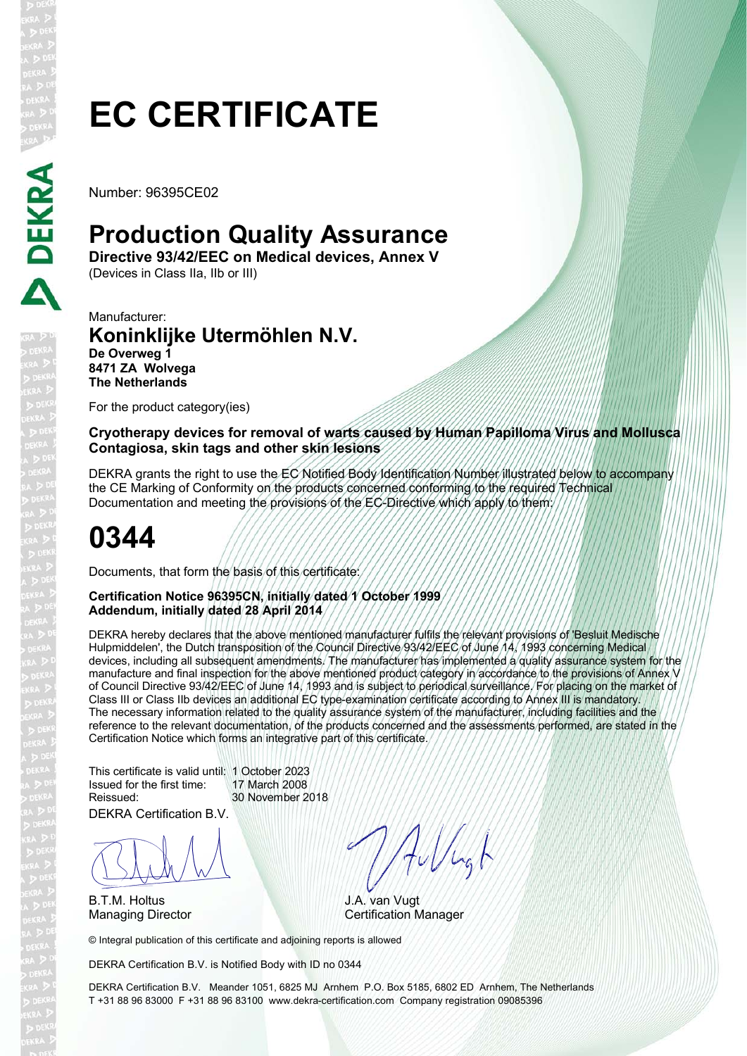# EC CERTIFICATE

Number: 96395CE02

## Production Quality Assurance

**Directive 93/42/EEC on Medical devices, Annex V**
(Devices in Class IIa, IIb or III)

Manufacturer:

### Koninklijke Utermöhlen N.V.

**De Overweg 1**
**8471 ZA Wolvega**
**The Netherlands**

For the product category(ies)

**Cryotherapy devices for removal of warts caused by Human Papilloma Virus and Mollusca Contagiosa, skin tags and other skin lesions**

DEKRA grants the right to use the EC Notified Body Identification Number illustrated below to accompany the CE Marking of Conformity on the products concerned conforming to the required Technical Documentation and meeting the provisions of the EC-Directive which apply to them:

# 0344

Documents, that form the basis of this certificate:

**Certification Notice 96395CN, initially dated 1 October 1999**
**Addendum, initially dated 28 April 2014**

DEKRA hereby declares that the above mentioned manufacturer fulfils the relevant provisions of 'Besluit Medische Hulpmiddelen', the Dutch transposition of the Council Directive 93/42/EEC of June 14, 1993 concerning Medical devices, including all subsequent amendments. The manufacturer has implemented a quality assurance system for the manufacture and final inspection for the above mentioned product category in accordance to the provisions of Annex V of Council Directive 93/42/EEC of June 14, 1993 and is subject to periodical surveillance. For placing on the market of Class III or Class IIb devices an additional EC type-examination certificate according to Annex III is mandatory. The necessary information related to the quality assurance system of the manufacturer, including facilities and the reference to the relevant documentation, of the products concerned and the assessments performed, are stated in the Certification Notice which forms an integrative part of this certificate.

This certificate is valid until: 1 October 2023
Issued for the first time: 17 March 2008
Reissued: 30 November 2018

DEKRA Certification B.V.

B.T.M. Holtus
Managing Director

J.A. van Vugt
Certification Manager

© Integral publication of this certificate and adjoining reports is allowed

DEKRA Certification B.V. is Notified Body with ID no 0344

DEKRA Certification B.V. Meander 1051, 6825 MJ Arnhem P.O. Box 5185, 6802 ED Arnhem, The Netherlands
T +31 88 96 83000 F +31 88 96 83100 www.dekra-certification.com Company registration 09085396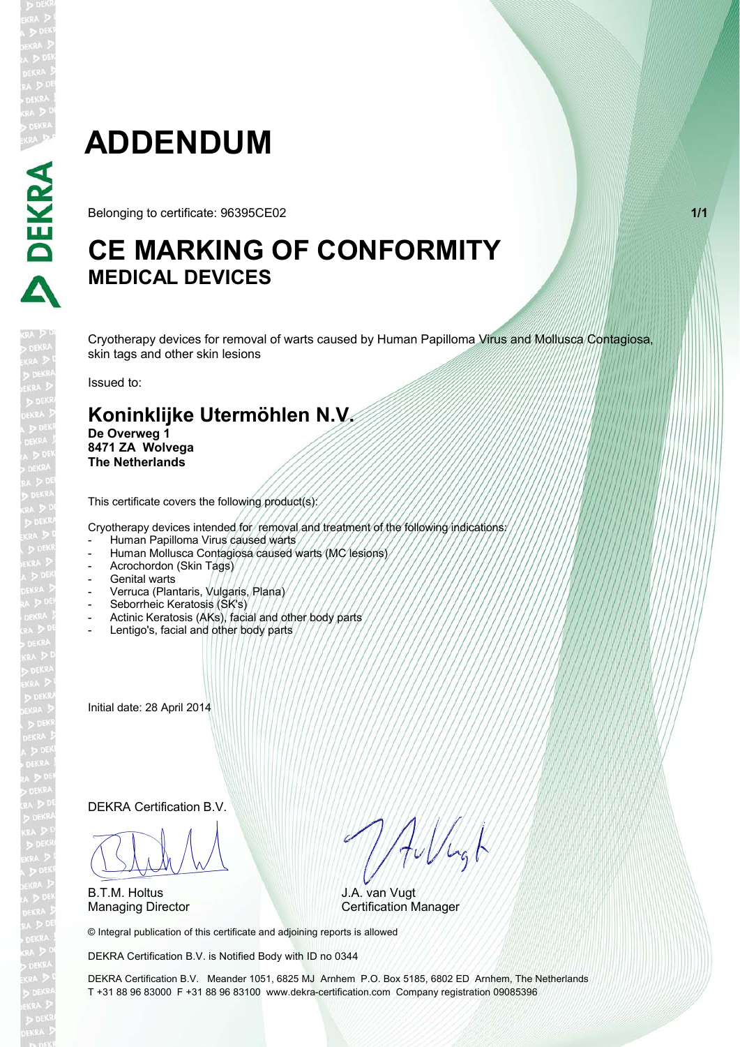# ADDENDUM

Belonging to certificate: 96395CE02

## CE MARKING OF CONFORMITY
### MEDICAL DEVICES

Cryotherapy devices for removal of warts caused by Human Papilloma Virus and Mollusca Contagiosa, skin tags and other skin lesions

Issued to:

## Koninklijke Utermöhlen N.V.
**De Overweg 1**
**8471 ZA Wolvega**
**The Netherlands**

This certificate covers the following product(s):

Cryotherapy devices intended for removal and treatment of the following indications:

- Human Papilloma Virus caused warts
- Human Mollusca Contagiosa caused warts (MC lesions)
- Acrochordon (Skin Tags)
- Genital warts
- Verruca (Plantaris, Vulgaris, Plana)
- Seborrheic Keratosis (SK's)
- Actinic Keratosis (AKs), facial and other body parts
- Lentigo's, facial and other body parts

Initial date: 28 April 2014

DEKRA Certification B.V.

B.T.M. Holtus
Managing Director

J.A. van Vugt
Certification Manager

© Integral publication of this certificate and adjoining reports is allowed

DEKRA Certification B.V. is Notified Body with ID no 0344

DEKRA Certification B.V. Meander 1051, 6825 MJ Arnhem P.O. Box 5185, 6802 ED Arnhem, The Netherlands
T +31 88 96 83000 F +31 88 96 83100 www.dekra-certification.com Company registration 09085396